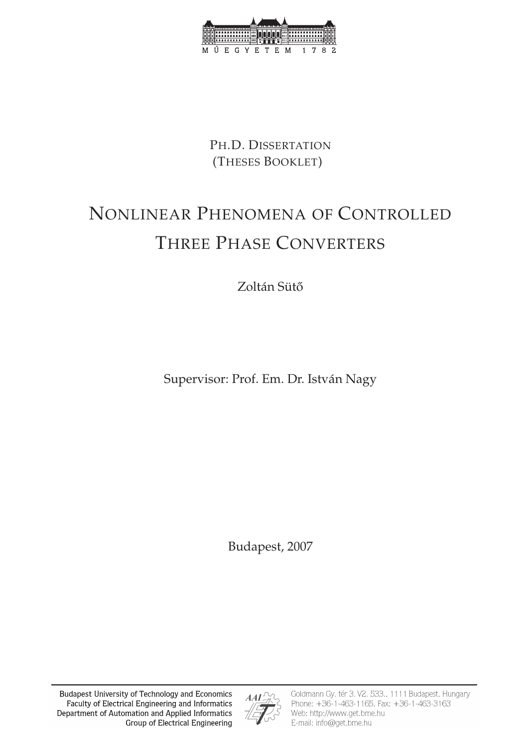MŰEGYETEM 1782

PH.D. DISSERTATION
(THESES BOOKLET)

# NONLINEAR PHENOMENA OF CONTROLLED THREE PHASE CONVERTERS

Zoltán Sütő

Supervisor: Prof. Em. Dr. István Nagy

Budapest, 2007

Budapest University of Technology and Economics
Faculty of Electrical Engineering and Informatics
Department of Automation and Applied Informatics
Group of Electrical Engineering

Goldmann Gy. tér 3. V2. 533., 1111 Budapest, Hungary
Phone: +36-1-463-1165, Fax: +36-1-463-3163
Web: http://www.get.bme.hu
E-mail: info@get.bme.hu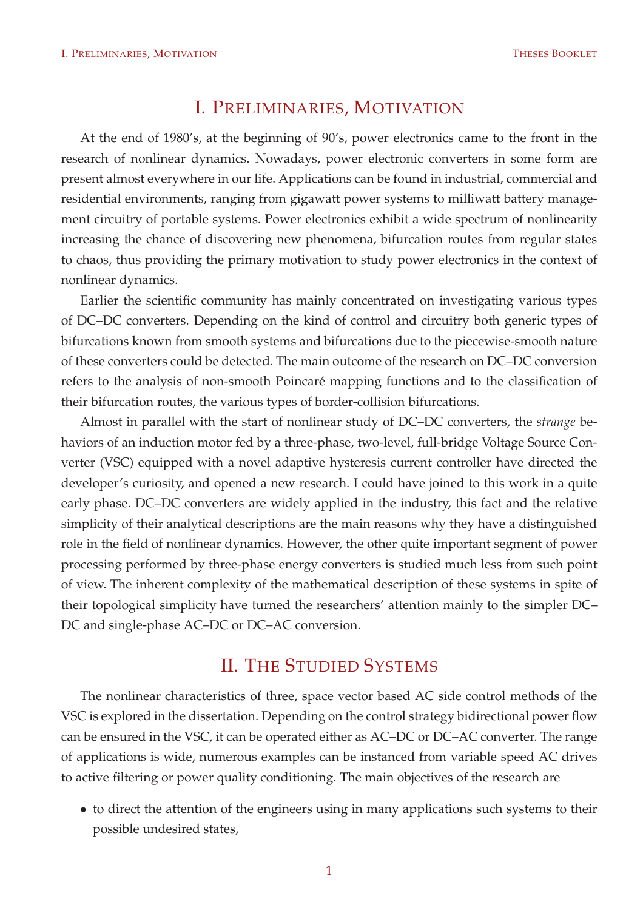# I. Preliminaries, Motivation

At the end of 1980's, at the beginning of 90's, power electronics came to the front in the research of nonlinear dynamics. Nowadays, power electronic converters in some form are present almost everywhere in our life. Applications can be found in industrial, commercial and residential environments, ranging from gigawatt power systems to milliwatt battery management circuitry of portable systems. Power electronics exhibit a wide spectrum of nonlinearity increasing the chance of discovering new phenomena, bifurcation routes from regular states to chaos, thus providing the primary motivation to study power electronics in the context of nonlinear dynamics.

Earlier the scientific community has mainly concentrated on investigating various types of DC–DC converters. Depending on the kind of control and circuitry both generic types of bifurcations known from smooth systems and bifurcations due to the piecewise-smooth nature of these converters could be detected. The main outcome of the research on DC–DC conversion refers to the analysis of non-smooth Poincaré mapping functions and to the classification of their bifurcation routes, the various types of border-collision bifurcations.

Almost in parallel with the start of nonlinear study of DC–DC converters, the *strange* behaviors of an induction motor fed by a three-phase, two-level, full-bridge Voltage Source Converter (VSC) equipped with a novel adaptive hysteresis current controller have directed the developer's curiosity, and opened a new research. I could have joined to this work in a quite early phase. DC–DC converters are widely applied in the industry, this fact and the relative simplicity of their analytical descriptions are the main reasons why they have a distinguished role in the field of nonlinear dynamics. However, the other quite important segment of power processing performed by three-phase energy converters is studied much less from such point of view. The inherent complexity of the mathematical description of these systems in spite of their topological simplicity have turned the researchers' attention mainly to the simpler DC–DC and single-phase AC–DC or DC–AC conversion.

# II. The Studied Systems

The nonlinear characteristics of three, space vector based AC side control methods of the VSC is explored in the dissertation. Depending on the control strategy bidirectional power flow can be ensured in the VSC, it can be operated either as AC–DC or DC–AC converter. The range of applications is wide, numerous examples can be instanced from variable speed AC drives to active filtering or power quality conditioning. The main objectives of the research are

- to direct the attention of the engineers using in many applications such systems to their possible undesired states,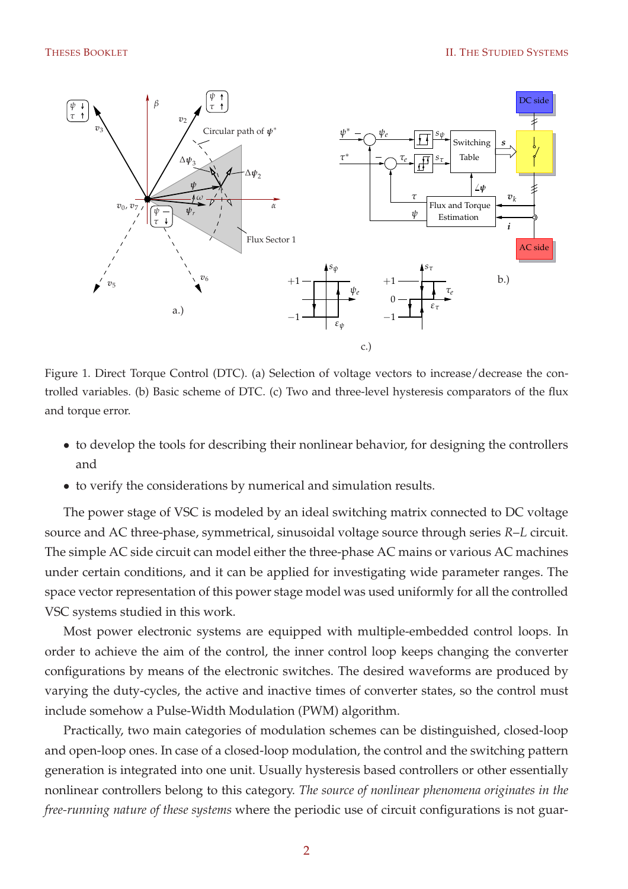Figure 1. Direct Torque Control (DTC). (a) Selection of voltage vectors to increase/decrease the controlled variables. (b) Basic scheme of DTC. (c) Two and three-level hysteresis comparators of the flux and torque error.

- to develop the tools for describing their nonlinear behavior, for designing the controllers and
- to verify the considerations by numerical and simulation results.

The power stage of VSC is modeled by an ideal switching matrix connected to DC voltage source and AC three-phase, symmetrical, sinusoidal voltage source through series $R$–$L$ circuit. The simple AC side circuit can model either the three-phase AC mains or various AC machines under certain conditions, and it can be applied for investigating wide parameter ranges. The space vector representation of this power stage model was used uniformly for all the controlled VSC systems studied in this work.

Most power electronic systems are equipped with multiple-embedded control loops. In order to achieve the aim of the control, the inner control loop keeps changing the converter configurations by means of the electronic switches. The desired waveforms are produced by varying the duty-cycles, the active and inactive times of converter states, so the control must include somehow a Pulse-Width Modulation (PWM) algorithm.

Practically, two main categories of modulation schemes can be distinguished, closed-loop and open-loop ones. In case of a closed-loop modulation, the control and the switching pattern generation is integrated into one unit. Usually hysteresis based controllers or other essentially nonlinear controllers belong to this category. *The source of nonlinear phenomena originates in the free-running nature of these systems* where the periodic use of circuit configurations is not guar-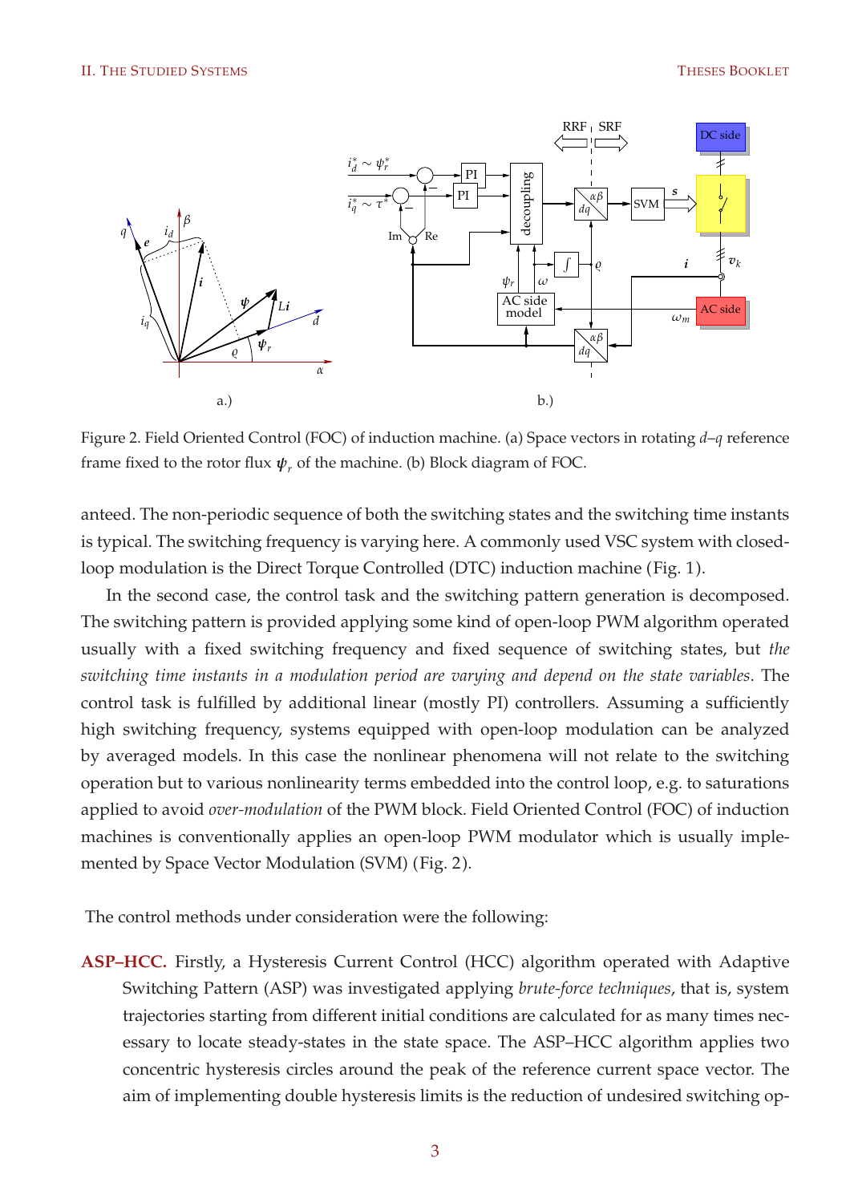Figure 2. Field Oriented Control (FOC) of induction machine. (a) Space vectors in rotating $d$–$q$ reference frame fixed to the rotor flux $\boldsymbol{\psi}_r$ of the machine. (b) Block diagram of FOC.

anteed. The non-periodic sequence of both the switching states and the switching time instants is typical. The switching frequency is varying here. A commonly used VSC system with closed-loop modulation is the Direct Torque Controlled (DTC) induction machine (Fig. 1).

In the second case, the control task and the switching pattern generation is decomposed. The switching pattern is provided applying some kind of open-loop PWM algorithm operated usually with a fixed switching frequency and fixed sequence of switching states, but *the switching time instants in a modulation period are varying and depend on the state variables*. The control task is fulfilled by additional linear (mostly PI) controllers. Assuming a sufficiently high switching frequency, systems equipped with open-loop modulation can be analyzed by averaged models. In this case the nonlinear phenomena will not relate to the switching operation but to various nonlinearity terms embedded into the control loop, e.g. to saturations applied to avoid *over-modulation* of the PWM block. Field Oriented Control (FOC) of induction machines is conventionally applies an open-loop PWM modulator which is usually implemented by Space Vector Modulation (SVM) (Fig. 2).

The control methods under consideration were the following:

**ASP–HCC.** Firstly, a Hysteresis Current Control (HCC) algorithm operated with Adaptive Switching Pattern (ASP) was investigated applying *brute-force techniques*, that is, system trajectories starting from different initial conditions are calculated for as many times necessary to locate steady-states in the state space. The ASP–HCC algorithm applies two concentric hysteresis circles around the peak of the reference current space vector. The aim of implementing double hysteresis limits is the reduction of undesired switching op-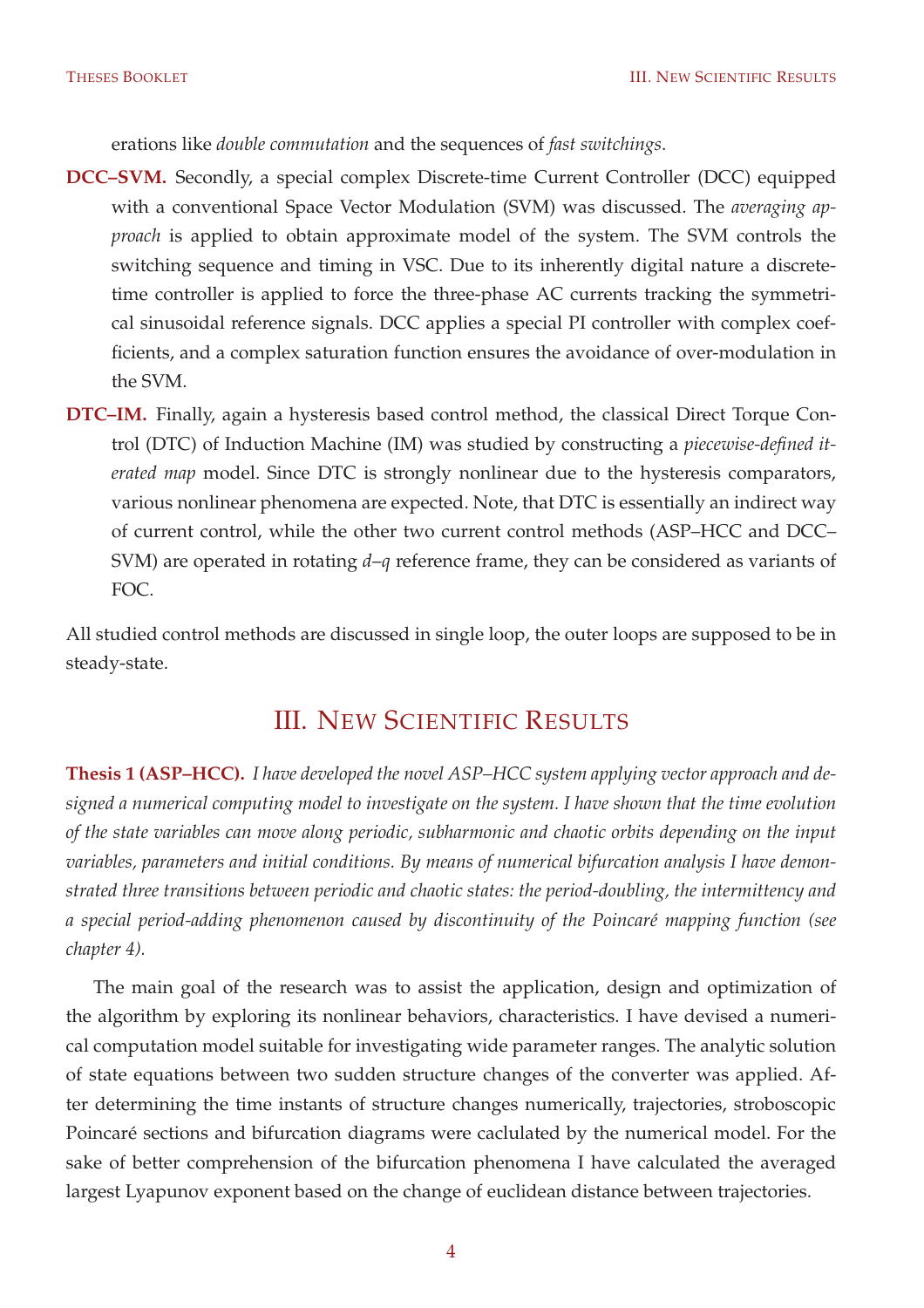erations like *double commutation* and the sequences of *fast switchings*.

**DCC–SVM.** Secondly, a special complex Discrete-time Current Controller (DCC) equipped with a conventional Space Vector Modulation (SVM) was discussed. The *averaging approach* is applied to obtain approximate model of the system. The SVM controls the switching sequence and timing in VSC. Due to its inherently digital nature a discrete-time controller is applied to force the three-phase AC currents tracking the symmetrical sinusoidal reference signals. DCC applies a special PI controller with complex coefficients, and a complex saturation function ensures the avoidance of over-modulation in the SVM.

**DTC–IM.** Finally, again a hysteresis based control method, the classical Direct Torque Control (DTC) of Induction Machine (IM) was studied by constructing a *piecewise-defined iterated map* model. Since DTC is strongly nonlinear due to the hysteresis comparators, various nonlinear phenomena are expected. Note, that DTC is essentially an indirect way of current control, while the other two current control methods (ASP–HCC and DCC–SVM) are operated in rotating *d*–*q* reference frame, they can be considered as variants of FOC.

All studied control methods are discussed in single loop, the outer loops are supposed to be in steady-state.

# III. New Scientific Results

**Thesis 1 (ASP–HCC).** *I have developed the novel ASP–HCC system applying vector approach and designed a numerical computing model to investigate on the system. I have shown that the time evolution of the state variables can move along periodic, subharmonic and chaotic orbits depending on the input variables, parameters and initial conditions. By means of numerical bifurcation analysis I have demonstrated three transitions between periodic and chaotic states: the period-doubling, the intermittency and a special period-adding phenomenon caused by discontinuity of the Poincaré mapping function (see chapter 4).*

The main goal of the research was to assist the application, design and optimization of the algorithm by exploring its nonlinear behaviors, characteristics. I have devised a numerical computation model suitable for investigating wide parameter ranges. The analytic solution of state equations between two sudden structure changes of the converter was applied. After determining the time instants of structure changes numerically, trajectories, stroboscopic Poincaré sections and bifurcation diagrams were caclulated by the numerical model. For the sake of better comprehension of the bifurcation phenomena I have calculated the averaged largest Lyapunov exponent based on the change of euclidean distance between trajectories.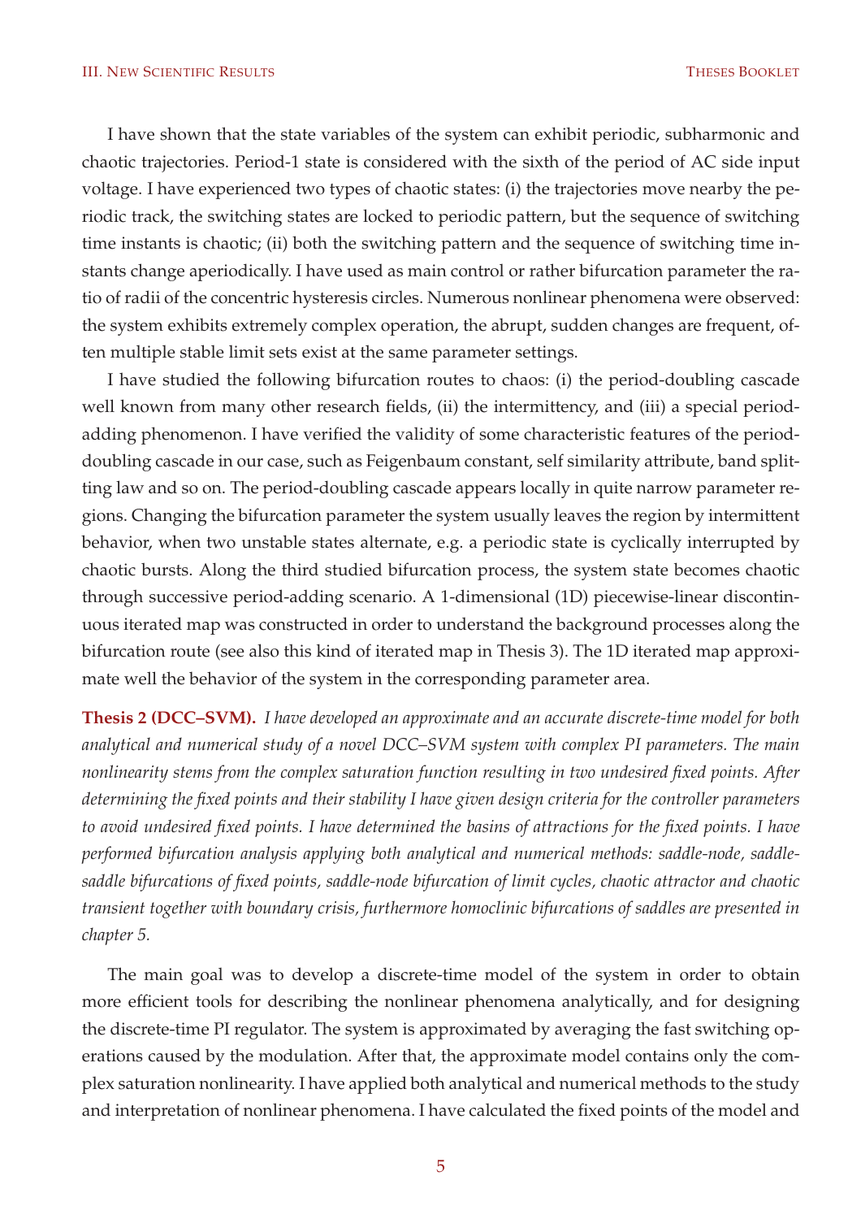I have shown that the state variables of the system can exhibit periodic, subharmonic and chaotic trajectories. Period-1 state is considered with the sixth of the period of AC side input voltage. I have experienced two types of chaotic states: (i) the trajectories move nearby the periodic track, the switching states are locked to periodic pattern, but the sequence of switching time instants is chaotic; (ii) both the switching pattern and the sequence of switching time instants change aperiodically. I have used as main control or rather bifurcation parameter the ratio of radii of the concentric hysteresis circles. Numerous nonlinear phenomena were observed: the system exhibits extremely complex operation, the abrupt, sudden changes are frequent, often multiple stable limit sets exist at the same parameter settings.

I have studied the following bifurcation routes to chaos: (i) the period-doubling cascade well known from many other research fields, (ii) the intermittency, and (iii) a special period-adding phenomenon. I have verified the validity of some characteristic features of the period-doubling cascade in our case, such as Feigenbaum constant, self similarity attribute, band splitting law and so on. The period-doubling cascade appears locally in quite narrow parameter regions. Changing the bifurcation parameter the system usually leaves the region by intermittent behavior, when two unstable states alternate, e.g. a periodic state is cyclically interrupted by chaotic bursts. Along the third studied bifurcation process, the system state becomes chaotic through successive period-adding scenario. A 1-dimensional (1D) piecewise-linear discontinuous iterated map was constructed in order to understand the background processes along the bifurcation route (see also this kind of iterated map in Thesis 3). The 1D iterated map approximate well the behavior of the system in the corresponding parameter area.

**Thesis 2 (DCC–SVM).** *I have developed an approximate and an accurate discrete-time model for both analytical and numerical study of a novel DCC–SVM system with complex PI parameters. The main nonlinearity stems from the complex saturation function resulting in two undesired fixed points. After determining the fixed points and their stability I have given design criteria for the controller parameters to avoid undesired fixed points. I have determined the basins of attractions for the fixed points. I have performed bifurcation analysis applying both analytical and numerical methods: saddle-node, saddle-saddle bifurcations of fixed points, saddle-node bifurcation of limit cycles, chaotic attractor and chaotic transient together with boundary crisis, furthermore homoclinic bifurcations of saddles are presented in chapter 5.*

The main goal was to develop a discrete-time model of the system in order to obtain more efficient tools for describing the nonlinear phenomena analytically, and for designing the discrete-time PI regulator. The system is approximated by averaging the fast switching operations caused by the modulation. After that, the approximate model contains only the complex saturation nonlinearity. I have applied both analytical and numerical methods to the study and interpretation of nonlinear phenomena. I have calculated the fixed points of the model and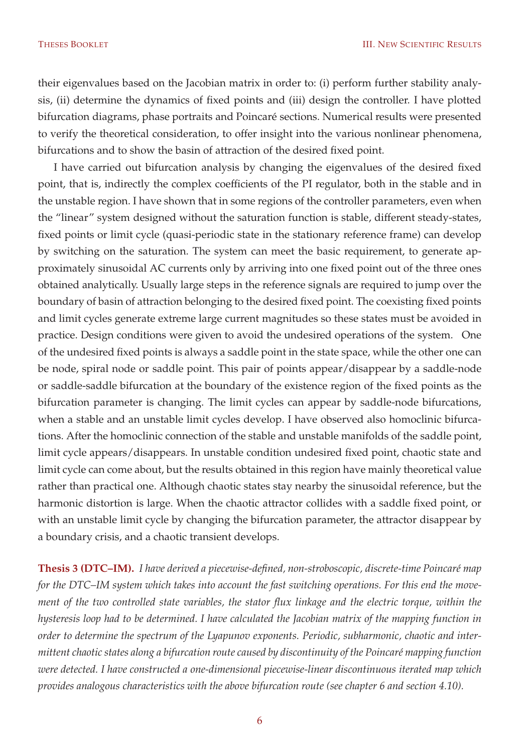their eigenvalues based on the Jacobian matrix in order to: (i) perform further stability analysis, (ii) determine the dynamics of fixed points and (iii) design the controller. I have plotted bifurcation diagrams, phase portraits and Poincaré sections. Numerical results were presented to verify the theoretical consideration, to offer insight into the various nonlinear phenomena, bifurcations and to show the basin of attraction of the desired fixed point.

I have carried out bifurcation analysis by changing the eigenvalues of the desired fixed point, that is, indirectly the complex coefficients of the PI regulator, both in the stable and in the unstable region. I have shown that in some regions of the controller parameters, even when the "linear" system designed without the saturation function is stable, different steady-states, fixed points or limit cycle (quasi-periodic state in the stationary reference frame) can develop by switching on the saturation. The system can meet the basic requirement, to generate approximately sinusoidal AC currents only by arriving into one fixed point out of the three ones obtained analytically. Usually large steps in the reference signals are required to jump over the boundary of basin of attraction belonging to the desired fixed point. The coexisting fixed points and limit cycles generate extreme large current magnitudes so these states must be avoided in practice. Design conditions were given to avoid the undesired operations of the system. One of the undesired fixed points is always a saddle point in the state space, while the other one can be node, spiral node or saddle point. This pair of points appear/disappear by a saddle-node or saddle-saddle bifurcation at the boundary of the existence region of the fixed points as the bifurcation parameter is changing. The limit cycles can appear by saddle-node bifurcations, when a stable and an unstable limit cycles develop. I have observed also homoclinic bifurcations. After the homoclinic connection of the stable and unstable manifolds of the saddle point, limit cycle appears/disappears. In unstable condition undesired fixed point, chaotic state and limit cycle can come about, but the results obtained in this region have mainly theoretical value rather than practical one. Although chaotic states stay nearby the sinusoidal reference, but the harmonic distortion is large. When the chaotic attractor collides with a saddle fixed point, or with an unstable limit cycle by changing the bifurcation parameter, the attractor disappear by a boundary crisis, and a chaotic transient develops.

**Thesis 3 (DTC–IM).** *I have derived a piecewise-defined, non-stroboscopic, discrete-time Poincaré map for the DTC–IM system which takes into account the fast switching operations. For this end the movement of the two controlled state variables, the stator flux linkage and the electric torque, within the hysteresis loop had to be determined. I have calculated the Jacobian matrix of the mapping function in order to determine the spectrum of the Lyapunov exponents. Periodic, subharmonic, chaotic and intermittent chaotic states along a bifurcation route caused by discontinuity of the Poincaré mapping function were detected. I have constructed a one-dimensional piecewise-linear discontinuous iterated map which provides analogous characteristics with the above bifurcation route (see chapter 6 and section 4.10).*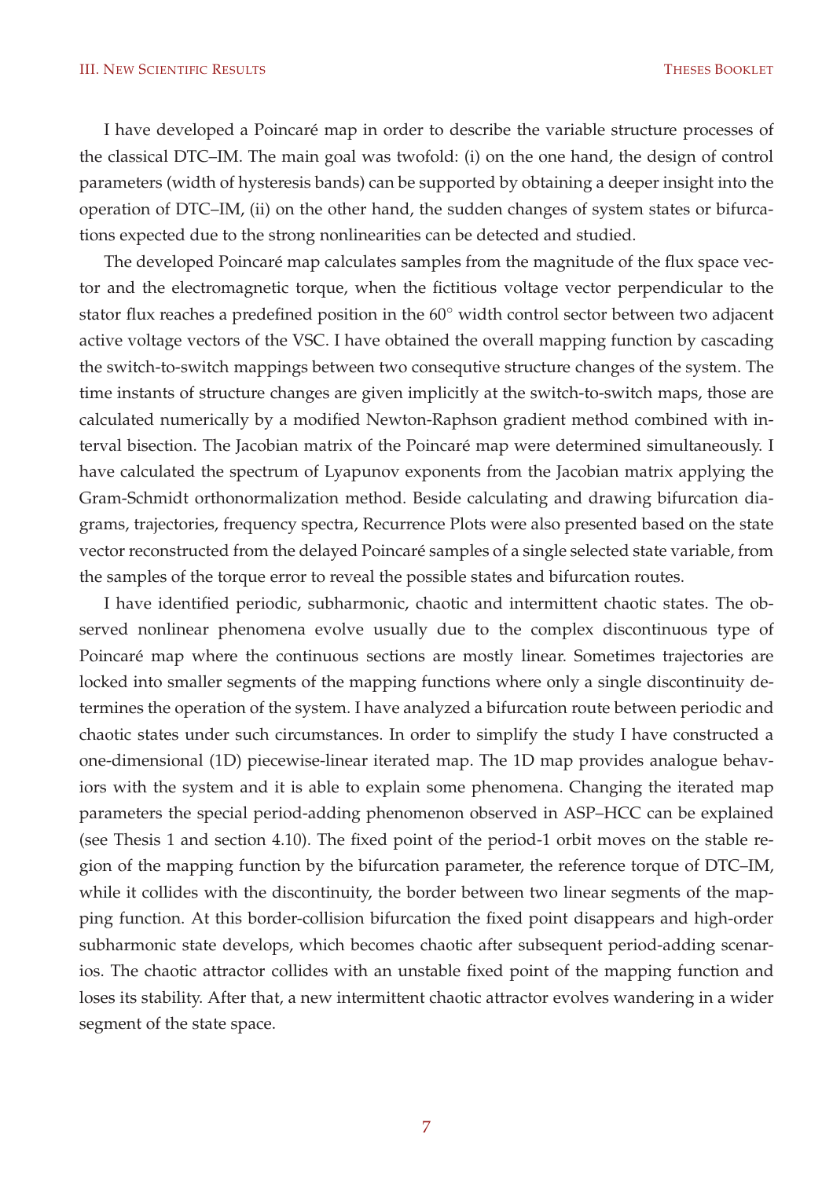I have developed a Poincaré map in order to describe the variable structure processes of the classical DTC–IM. The main goal was twofold: (i) on the one hand, the design of control parameters (width of hysteresis bands) can be supported by obtaining a deeper insight into the operation of DTC–IM, (ii) on the other hand, the sudden changes of system states or bifurcations expected due to the strong nonlinearities can be detected and studied.

The developed Poincaré map calculates samples from the magnitude of the flux space vector and the electromagnetic torque, when the fictitious voltage vector perpendicular to the stator flux reaches a predefined position in the $60^\circ$ width control sector between two adjacent active voltage vectors of the VSC. I have obtained the overall mapping function by cascading the switch-to-switch mappings between two consequtive structure changes of the system. The time instants of structure changes are given implicitly at the switch-to-switch maps, those are calculated numerically by a modified Newton-Raphson gradient method combined with interval bisection. The Jacobian matrix of the Poincaré map were determined simultaneously. I have calculated the spectrum of Lyapunov exponents from the Jacobian matrix applying the Gram-Schmidt orthonormalization method. Beside calculating and drawing bifurcation diagrams, trajectories, frequency spectra, Recurrence Plots were also presented based on the state vector reconstructed from the delayed Poincaré samples of a single selected state variable, from the samples of the torque error to reveal the possible states and bifurcation routes.

I have identified periodic, subharmonic, chaotic and intermittent chaotic states. The observed nonlinear phenomena evolve usually due to the complex discontinuous type of Poincaré map where the continuous sections are mostly linear. Sometimes trajectories are locked into smaller segments of the mapping functions where only a single discontinuity determines the operation of the system. I have analyzed a bifurcation route between periodic and chaotic states under such circumstances. In order to simplify the study I have constructed a one-dimensional (1D) piecewise-linear iterated map. The 1D map provides analogue behaviors with the system and it is able to explain some phenomena. Changing the iterated map parameters the special period-adding phenomenon observed in ASP–HCC can be explained (see Thesis 1 and section 4.10). The fixed point of the period-1 orbit moves on the stable region of the mapping function by the bifurcation parameter, the reference torque of DTC–IM, while it collides with the discontinuity, the border between two linear segments of the mapping function. At this border-collision bifurcation the fixed point disappears and high-order subharmonic state develops, which becomes chaotic after subsequent period-adding scenarios. The chaotic attractor collides with an unstable fixed point of the mapping function and loses its stability. After that, a new intermittent chaotic attractor evolves wandering in a wider segment of the state space.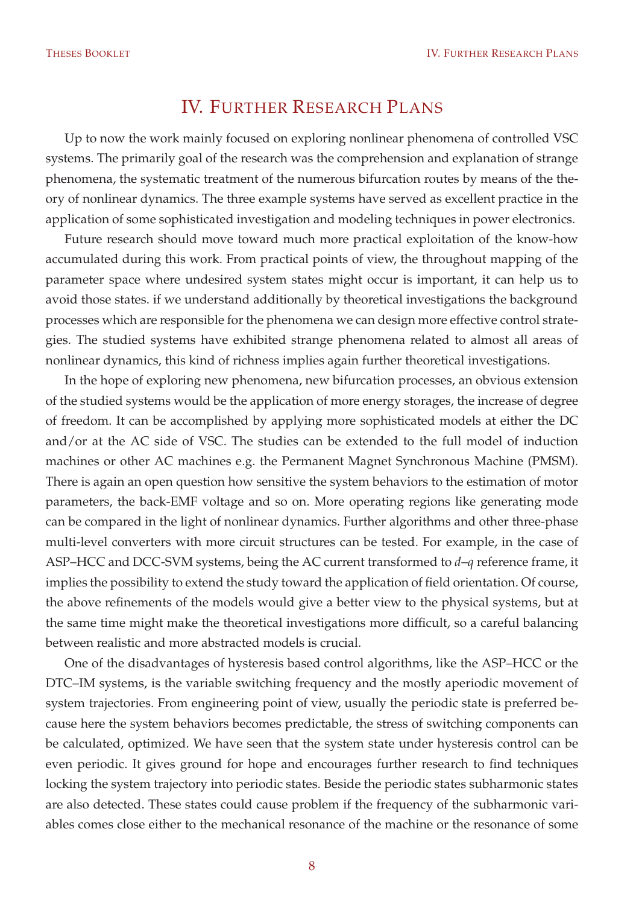# IV. Further Research Plans

Up to now the work mainly focused on exploring nonlinear phenomena of controlled VSC systems. The primarily goal of the research was the comprehension and explanation of strange phenomena, the systematic treatment of the numerous bifurcation routes by means of the theory of nonlinear dynamics. The three example systems have served as excellent practice in the application of some sophisticated investigation and modeling techniques in power electronics.

Future research should move toward much more practical exploitation of the know-how accumulated during this work. From practical points of view, the throughout mapping of the parameter space where undesired system states might occur is important, it can help us to avoid those states. if we understand additionally by theoretical investigations the background processes which are responsible for the phenomena we can design more effective control strategies. The studied systems have exhibited strange phenomena related to almost all areas of nonlinear dynamics, this kind of richness implies again further theoretical investigations.

In the hope of exploring new phenomena, new bifurcation processes, an obvious extension of the studied systems would be the application of more energy storages, the increase of degree of freedom. It can be accomplished by applying more sophisticated models at either the DC and/or at the AC side of VSC. The studies can be extended to the full model of induction machines or other AC machines e.g. the Permanent Magnet Synchronous Machine (PMSM). There is again an open question how sensitive the system behaviors to the estimation of motor parameters, the back-EMF voltage and so on. More operating regions like generating mode can be compared in the light of nonlinear dynamics. Further algorithms and other three-phase multi-level converters with more circuit structures can be tested. For example, in the case of ASP–HCC and DCC-SVM systems, being the AC current transformed to $d$–$q$ reference frame, it implies the possibility to extend the study toward the application of field orientation. Of course, the above refinements of the models would give a better view to the physical systems, but at the same time might make the theoretical investigations more difficult, so a careful balancing between realistic and more abstracted models is crucial.

One of the disadvantages of hysteresis based control algorithms, like the ASP–HCC or the DTC–IM systems, is the variable switching frequency and the mostly aperiodic movement of system trajectories. From engineering point of view, usually the periodic state is preferred because here the system behaviors becomes predictable, the stress of switching components can be calculated, optimized. We have seen that the system state under hysteresis control can be even periodic. It gives ground for hope and encourages further research to find techniques locking the system trajectory into periodic states. Beside the periodic states subharmonic states are also detected. These states could cause problem if the frequency of the subharmonic variables comes close either to the mechanical resonance of the machine or the resonance of some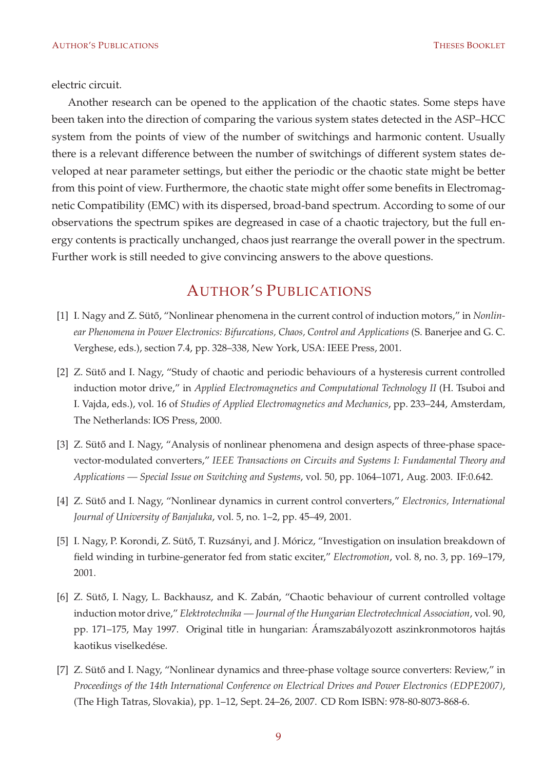electric circuit.

Another research can be opened to the application of the chaotic states. Some steps have been taken into the direction of comparing the various system states detected in the ASP–HCC system from the points of view of the number of switchings and harmonic content. Usually there is a relevant difference between the number of switchings of different system states developed at near parameter settings, but either the periodic or the chaotic state might be better from this point of view. Furthermore, the chaotic state might offer some benefits in Electromagnetic Compatibility (EMC) with its dispersed, broad-band spectrum. According to some of our observations the spectrum spikes are degreased in case of a chaotic trajectory, but the full energy contents is practically unchanged, chaos just rearrange the overall power in the spectrum. Further work is still needed to give convincing answers to the above questions.

## Author's Publications

[1] I. Nagy and Z. Sütő, "Nonlinear phenomena in the current control of induction motors," in *Nonlinear Phenomena in Power Electronics: Bifurcations, Chaos, Control and Applications* (S. Banerjee and G. C. Verghese, eds.), section 7.4, pp. 328–338, New York, USA: IEEE Press, 2001.

[2] Z. Sütő and I. Nagy, "Study of chaotic and periodic behaviours of a hysteresis current controlled induction motor drive," in *Applied Electromagnetics and Computational Technology II* (H. Tsuboi and I. Vajda, eds.), vol. 16 of *Studies of Applied Electromagnetics and Mechanics*, pp. 233–244, Amsterdam, The Netherlands: IOS Press, 2000.

[3] Z. Sütő and I. Nagy, "Analysis of nonlinear phenomena and design aspects of three-phase space-vector-modulated converters," *IEEE Transactions on Circuits and Systems I: Fundamental Theory and Applications — Special Issue on Switching and Systems*, vol. 50, pp. 1064–1071, Aug. 2003. IF:0.642.

[4] Z. Sütő and I. Nagy, "Nonlinear dynamics in current control converters," *Electronics, International Journal of University of Banjaluka*, vol. 5, no. 1–2, pp. 45–49, 2001.

[5] I. Nagy, P. Korondi, Z. Sütő, T. Ruzsányi, and J. Móricz, "Investigation on insulation breakdown of field winding in turbine-generator fed from static exciter," *Electromotion*, vol. 8, no. 3, pp. 169–179, 2001.

[6] Z. Sütő, I. Nagy, L. Backhausz, and K. Zabán, "Chaotic behaviour of current controlled voltage induction motor drive," *Elektrotechnika — Journal of the Hungarian Electrotechnical Association*, vol. 90, pp. 171–175, May 1997. Original title in hungarian: Áramszabályozott aszinkronmotoros hajtás kaotikus viselkedése.

[7] Z. Sütő and I. Nagy, "Nonlinear dynamics and three-phase voltage source converters: Review," in *Proceedings of the 14th International Conference on Electrical Drives and Power Electronics (EDPE2007)*, (The High Tatras, Slovakia), pp. 1–12, Sept. 24–26, 2007. CD Rom ISBN: 978-80-8073-868-6.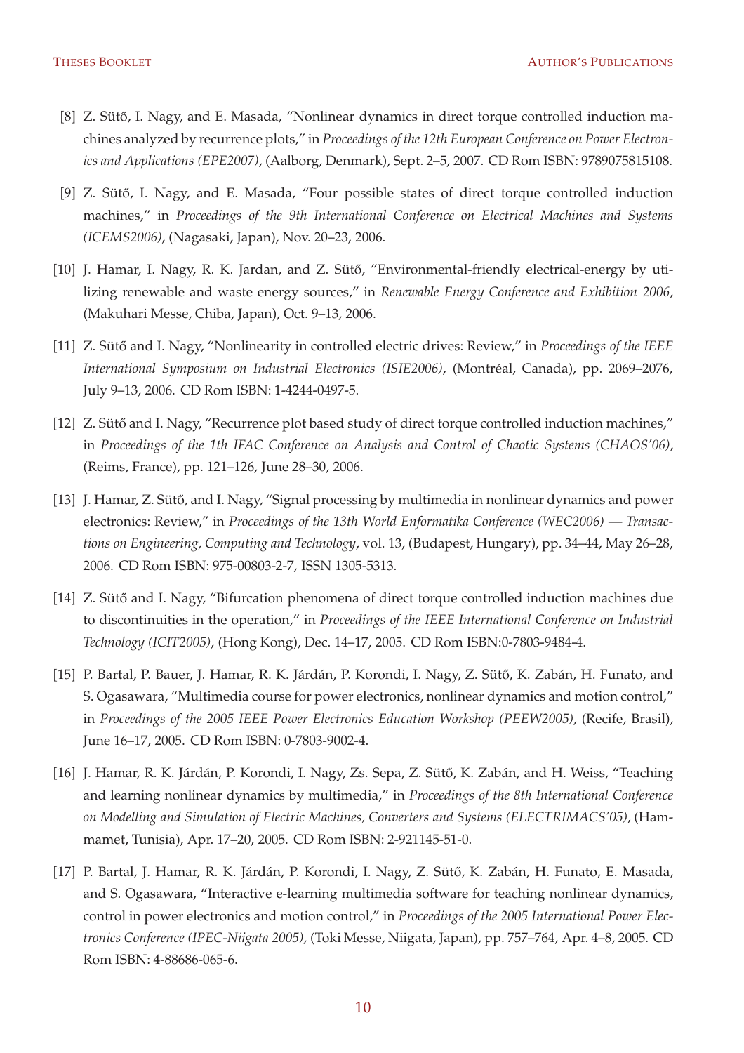[8] Z. Sütő, I. Nagy, and E. Masada, "Nonlinear dynamics in direct torque controlled induction machines analyzed by recurrence plots," in *Proceedings of the 12th European Conference on Power Electronics and Applications (EPE2007)*, (Aalborg, Denmark), Sept. 2–5, 2007. CD Rom ISBN: 9789075815108.

[9] Z. Sütő, I. Nagy, and E. Masada, "Four possible states of direct torque controlled induction machines," in *Proceedings of the 9th International Conference on Electrical Machines and Systems (ICEMS2006)*, (Nagasaki, Japan), Nov. 20–23, 2006.

[10] J. Hamar, I. Nagy, R. K. Jardan, and Z. Sütő, "Environmental-friendly electrical-energy by utilizing renewable and waste energy sources," in *Renewable Energy Conference and Exhibition 2006*, (Makuhari Messe, Chiba, Japan), Oct. 9–13, 2006.

[11] Z. Sütő and I. Nagy, "Nonlinearity in controlled electric drives: Review," in *Proceedings of the IEEE International Symposium on Industrial Electronics (ISIE2006)*, (Montréal, Canada), pp. 2069–2076, July 9–13, 2006. CD Rom ISBN: 1-4244-0497-5.

[12] Z. Sütő and I. Nagy, "Recurrence plot based study of direct torque controlled induction machines," in *Proceedings of the 1th IFAC Conference on Analysis and Control of Chaotic Systems (CHAOS'06)*, (Reims, France), pp. 121–126, June 28–30, 2006.

[13] J. Hamar, Z. Sütő, and I. Nagy, "Signal processing by multimedia in nonlinear dynamics and power electronics: Review," in *Proceedings of the 13th World Enformatika Conference (WEC2006) — Transactions on Engineering, Computing and Technology*, vol. 13, (Budapest, Hungary), pp. 34–44, May 26–28, 2006. CD Rom ISBN: 975-00803-2-7, ISSN 1305-5313.

[14] Z. Sütő and I. Nagy, "Bifurcation phenomena of direct torque controlled induction machines due to discontinuities in the operation," in *Proceedings of the IEEE International Conference on Industrial Technology (ICIT2005)*, (Hong Kong), Dec. 14–17, 2005. CD Rom ISBN:0-7803-9484-4.

[15] P. Bartal, P. Bauer, J. Hamar, R. K. Járdán, P. Korondi, I. Nagy, Z. Sütő, K. Zabán, H. Funato, and S. Ogasawara, "Multimedia course for power electronics, nonlinear dynamics and motion control," in *Proceedings of the 2005 IEEE Power Electronics Education Workshop (PEEW2005)*, (Recife, Brasil), June 16–17, 2005. CD Rom ISBN: 0-7803-9002-4.

[16] J. Hamar, R. K. Járdán, P. Korondi, I. Nagy, Zs. Sepa, Z. Sütő, K. Zabán, and H. Weiss, "Teaching and learning nonlinear dynamics by multimedia," in *Proceedings of the 8th International Conference on Modelling and Simulation of Electric Machines, Converters and Systems (ELECTRIMACS'05)*, (Hammamet, Tunisia), Apr. 17–20, 2005. CD Rom ISBN: 2-921145-51-0.

[17] P. Bartal, J. Hamar, R. K. Járdán, P. Korondi, I. Nagy, Z. Sütő, K. Zabán, H. Funato, E. Masada, and S. Ogasawara, "Interactive e-learning multimedia software for teaching nonlinear dynamics, control in power electronics and motion control," in *Proceedings of the 2005 International Power Electronics Conference (IPEC-Niigata 2005)*, (Toki Messe, Niigata, Japan), pp. 757–764, Apr. 4–8, 2005. CD Rom ISBN: 4-88686-065-6.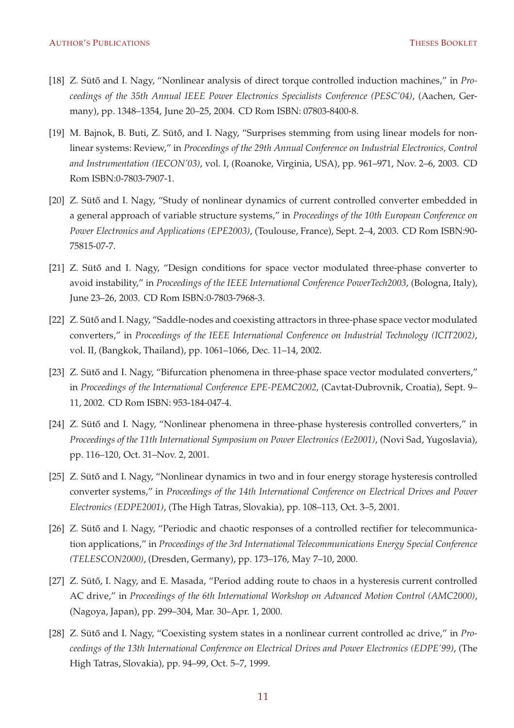[18] Z. Sütő and I. Nagy, “Nonlinear analysis of direct torque controlled induction machines,” in *Proceedings of the 35th Annual IEEE Power Electronics Specialists Conference (PESC’04)*, (Aachen, Germany), pp. 1348–1354, June 20–25, 2004. CD Rom ISBN: 07803-8400-8.

[19] M. Bajnok, B. Buti, Z. Sütő, and I. Nagy, “Surprises stemming from using linear models for nonlinear systems: Review,” in *Proceedings of the 29th Annual Conference on Industrial Electronics, Control and Instrumentation (IECON’03)*, vol. I, (Roanoke, Virginia, USA), pp. 961–971, Nov. 2–6, 2003. CD Rom ISBN:0-7803-7907-1.

[20] Z. Sütő and I. Nagy, “Study of nonlinear dynamics of current controlled converter embedded in a general approach of variable structure systems,” in *Proceedings of the 10th European Conference on Power Electronics and Applications (EPE2003)*, (Toulouse, France), Sept. 2–4, 2003. CD Rom ISBN:90-75815-07-7.

[21] Z. Sütő and I. Nagy, “Design conditions for space vector modulated three-phase converter to avoid instability,” in *Proceedings of the IEEE International Conference PowerTech2003*, (Bologna, Italy), June 23–26, 2003. CD Rom ISBN:0-7803-7968-3.

[22] Z. Sütő and I. Nagy, “Saddle-nodes and coexisting attractors in three-phase space vector modulated converters,” in *Proceedings of the IEEE International Conference on Industrial Technology (ICIT2002)*, vol. II, (Bangkok, Thailand), pp. 1061–1066, Dec. 11–14, 2002.

[23] Z. Sütő and I. Nagy, “Bifurcation phenomena in three-phase space vector modulated converters,” in *Proceedings of the International Conference EPE-PEMC2002*, (Cavtat-Dubrovnik, Croatia), Sept. 9–11, 2002. CD Rom ISBN: 953-184-047-4.

[24] Z. Sütő and I. Nagy, “Nonlinear phenomena in three-phase hysteresis controlled converters,” in *Proceedings of the 11th International Symposium on Power Electronics (Ee2001)*, (Novi Sad, Yugoslavia), pp. 116–120, Oct. 31–Nov. 2, 2001.

[25] Z. Sütő and I. Nagy, “Nonlinear dynamics in two and in four energy storage hysteresis controlled converter systems,” in *Proceedings of the 14th International Conference on Electrical Drives and Power Electronics (EDPE2001)*, (The High Tatras, Slovakia), pp. 108–113, Oct. 3–5, 2001.

[26] Z. Sütő and I. Nagy, “Periodic and chaotic responses of a controlled rectifier for telecommunication applications,” in *Proceedings of the 3rd International Telecommunications Energy Special Conference (TELESCON2000)*, (Dresden, Germany), pp. 173–176, May 7–10, 2000.

[27] Z. Sütő, I. Nagy, and E. Masada, “Period adding route to chaos in a hysteresis current controlled AC drive,” in *Proceedings of the 6th International Workshop on Advanced Motion Control (AMC2000)*, (Nagoya, Japan), pp. 299–304, Mar. 30–Apr. 1, 2000.

[28] Z. Sütő and I. Nagy, “Coexisting system states in a nonlinear current controlled ac drive,” in *Proceedings of the 13th International Conference on Electrical Drives and Power Electronics (EDPE’99)*, (The High Tatras, Slovakia), pp. 94–99, Oct. 5–7, 1999.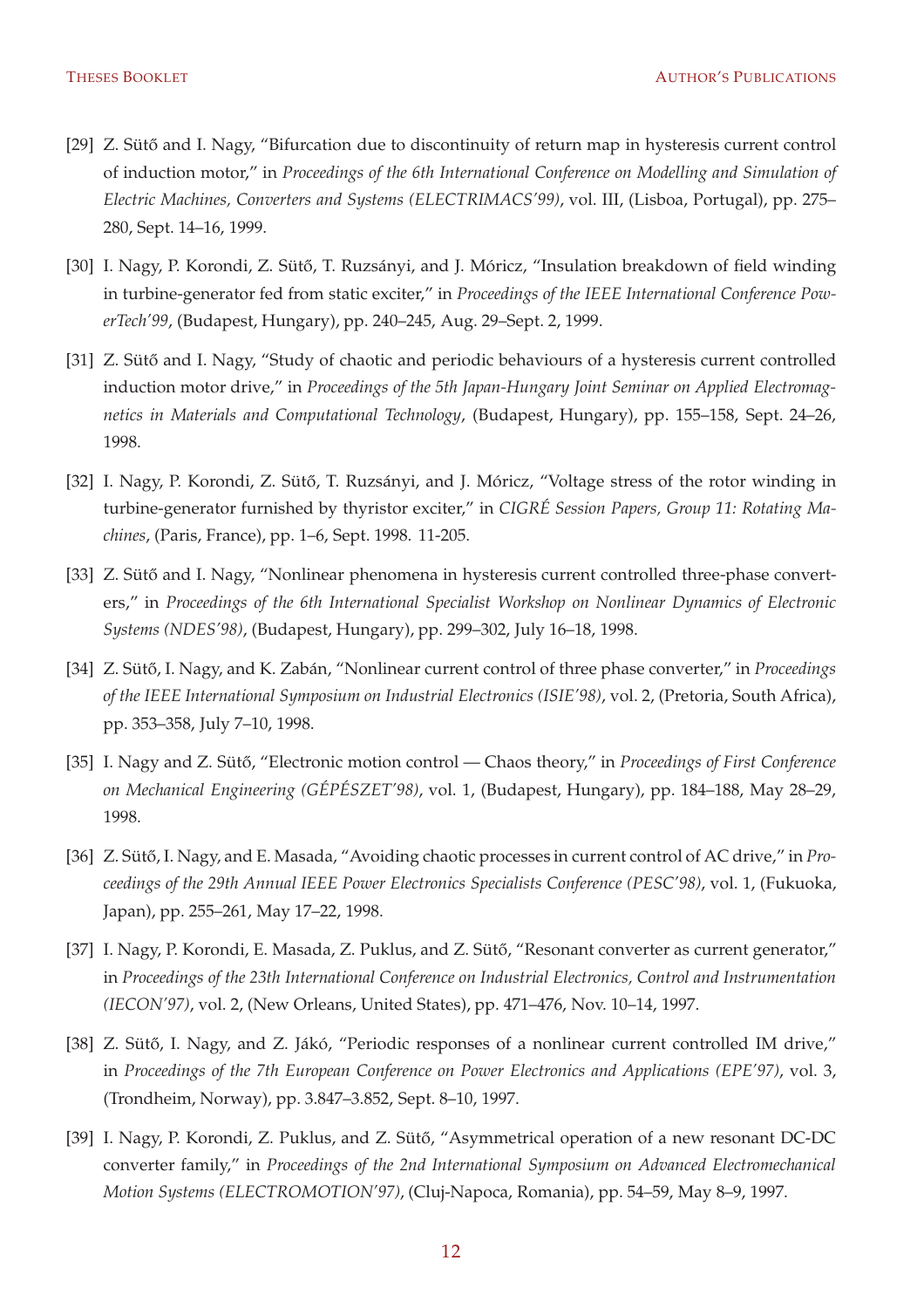[29] Z. Sütő and I. Nagy, "Bifurcation due to discontinuity of return map in hysteresis current control of induction motor," in *Proceedings of the 6th International Conference on Modelling and Simulation of Electric Machines, Converters and Systems (ELECTRIMACS'99)*, vol. III, (Lisboa, Portugal), pp. 275–280, Sept. 14–16, 1999.

[30] I. Nagy, P. Korondi, Z. Sütő, T. Ruzsányi, and J. Móricz, "Insulation breakdown of field winding in turbine-generator fed from static exciter," in *Proceedings of the IEEE International Conference PowerTech'99*, (Budapest, Hungary), pp. 240–245, Aug. 29–Sept. 2, 1999.

[31] Z. Sütő and I. Nagy, "Study of chaotic and periodic behaviours of a hysteresis current controlled induction motor drive," in *Proceedings of the 5th Japan-Hungary Joint Seminar on Applied Electromagnetics in Materials and Computational Technology*, (Budapest, Hungary), pp. 155–158, Sept. 24–26, 1998.

[32] I. Nagy, P. Korondi, Z. Sütő, T. Ruzsányi, and J. Móricz, "Voltage stress of the rotor winding in turbine-generator furnished by thyristor exciter," in *CIGRÉ Session Papers, Group 11: Rotating Machines*, (Paris, France), pp. 1–6, Sept. 1998. 11-205.

[33] Z. Sütő and I. Nagy, "Nonlinear phenomena in hysteresis current controlled three-phase converters," in *Proceedings of the 6th International Specialist Workshop on Nonlinear Dynamics of Electronic Systems (NDES'98)*, (Budapest, Hungary), pp. 299–302, July 16–18, 1998.

[34] Z. Sütő, I. Nagy, and K. Zabán, "Nonlinear current control of three phase converter," in *Proceedings of the IEEE International Symposium on Industrial Electronics (ISIE'98)*, vol. 2, (Pretoria, South Africa), pp. 353–358, July 7–10, 1998.

[35] I. Nagy and Z. Sütő, "Electronic motion control — Chaos theory," in *Proceedings of First Conference on Mechanical Engineering (GÉPÉSZET'98)*, vol. 1, (Budapest, Hungary), pp. 184–188, May 28–29, 1998.

[36] Z. Sütő, I. Nagy, and E. Masada, "Avoiding chaotic processes in current control of AC drive," in *Proceedings of the 29th Annual IEEE Power Electronics Specialists Conference (PESC'98)*, vol. 1, (Fukuoka, Japan), pp. 255–261, May 17–22, 1998.

[37] I. Nagy, P. Korondi, E. Masada, Z. Puklus, and Z. Sütő, "Resonant converter as current generator," in *Proceedings of the 23th International Conference on Industrial Electronics, Control and Instrumentation (IECON'97)*, vol. 2, (New Orleans, United States), pp. 471–476, Nov. 10–14, 1997.

[38] Z. Sütő, I. Nagy, and Z. Jákó, "Periodic responses of a nonlinear current controlled IM drive," in *Proceedings of the 7th European Conference on Power Electronics and Applications (EPE'97)*, vol. 3, (Trondheim, Norway), pp. 3.847–3.852, Sept. 8–10, 1997.

[39] I. Nagy, P. Korondi, Z. Puklus, and Z. Sütő, "Asymmetrical operation of a new resonant DC-DC converter family," in *Proceedings of the 2nd International Symposium on Advanced Electromechanical Motion Systems (ELECTROMOTION'97)*, (Cluj-Napoca, Romania), pp. 54–59, May 8–9, 1997.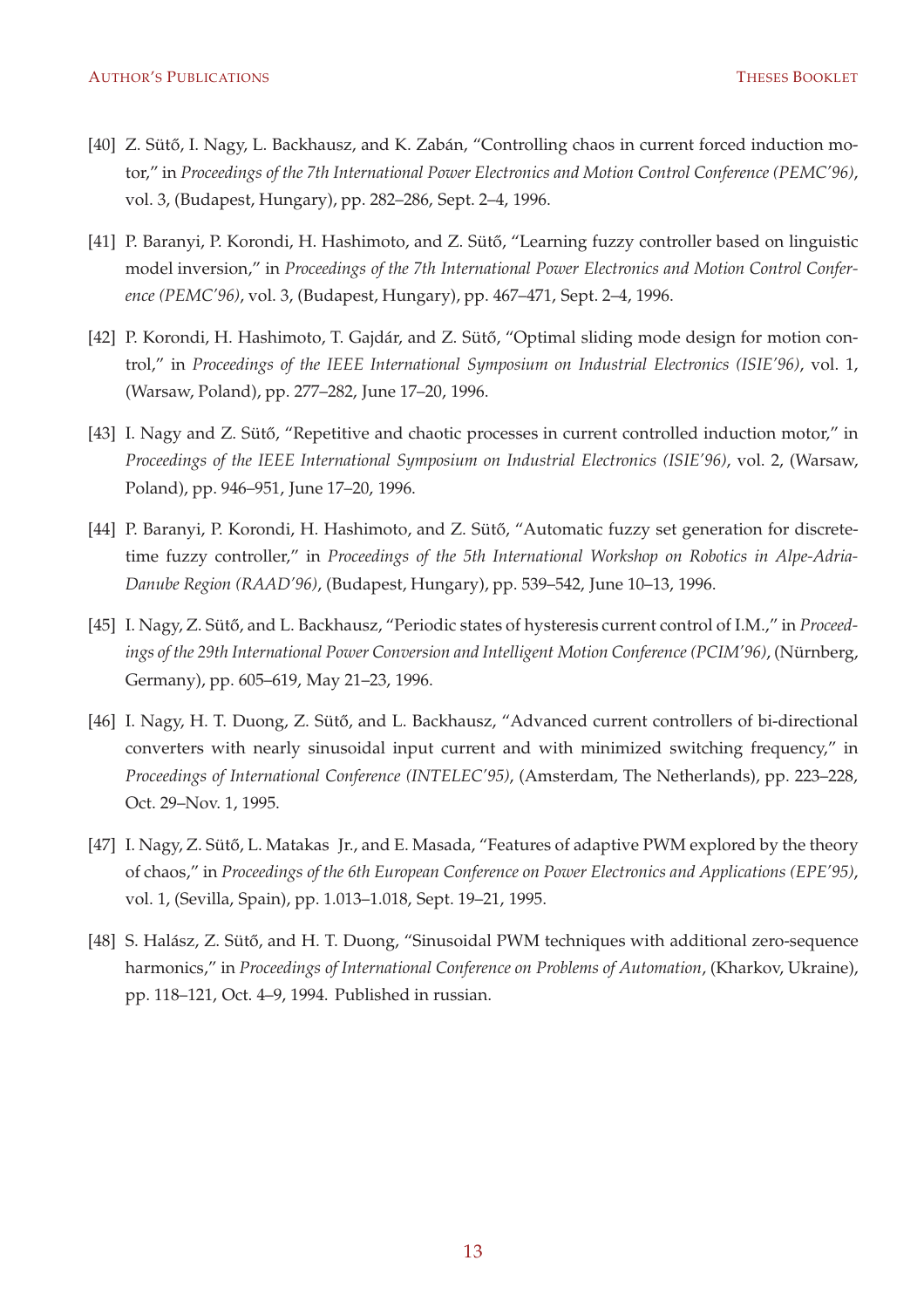[40] Z. Sütő, I. Nagy, L. Backhausz, and K. Zabán, "Controlling chaos in current forced induction motor," in *Proceedings of the 7th International Power Electronics and Motion Control Conference (PEMC'96)*, vol. 3, (Budapest, Hungary), pp. 282–286, Sept. 2–4, 1996.

[41] P. Baranyi, P. Korondi, H. Hashimoto, and Z. Sütő, "Learning fuzzy controller based on linguistic model inversion," in *Proceedings of the 7th International Power Electronics and Motion Control Conference (PEMC'96)*, vol. 3, (Budapest, Hungary), pp. 467–471, Sept. 2–4, 1996.

[42] P. Korondi, H. Hashimoto, T. Gajdár, and Z. Sütő, "Optimal sliding mode design for motion control," in *Proceedings of the IEEE International Symposium on Industrial Electronics (ISIE'96)*, vol. 1, (Warsaw, Poland), pp. 277–282, June 17–20, 1996.

[43] I. Nagy and Z. Sütő, "Repetitive and chaotic processes in current controlled induction motor," in *Proceedings of the IEEE International Symposium on Industrial Electronics (ISIE'96)*, vol. 2, (Warsaw, Poland), pp. 946–951, June 17–20, 1996.

[44] P. Baranyi, P. Korondi, H. Hashimoto, and Z. Sütő, "Automatic fuzzy set generation for discrete-time fuzzy controller," in *Proceedings of the 5th International Workshop on Robotics in Alpe-Adria-Danube Region (RAAD'96)*, (Budapest, Hungary), pp. 539–542, June 10–13, 1996.

[45] I. Nagy, Z. Sütő, and L. Backhausz, "Periodic states of hysteresis current control of I.M.," in *Proceedings of the 29th International Power Conversion and Intelligent Motion Conference (PCIM'96)*, (Nürnberg, Germany), pp. 605–619, May 21–23, 1996.

[46] I. Nagy, H. T. Duong, Z. Sütő, and L. Backhausz, "Advanced current controllers of bi-directional converters with nearly sinusoidal input current and with minimized switching frequency," in *Proceedings of International Conference (INTELEC'95)*, (Amsterdam, The Netherlands), pp. 223–228, Oct. 29–Nov. 1, 1995.

[47] I. Nagy, Z. Sütő, L. Matakas Jr., and E. Masada, "Features of adaptive PWM explored by the theory of chaos," in *Proceedings of the 6th European Conference on Power Electronics and Applications (EPE'95)*, vol. 1, (Sevilla, Spain), pp. 1.013–1.018, Sept. 19–21, 1995.

[48] S. Halász, Z. Sütő, and H. T. Duong, "Sinusoidal PWM techniques with additional zero-sequence harmonics," in *Proceedings of International Conference on Problems of Automation*, (Kharkov, Ukraine), pp. 118–121, Oct. 4–9, 1994. Published in russian.